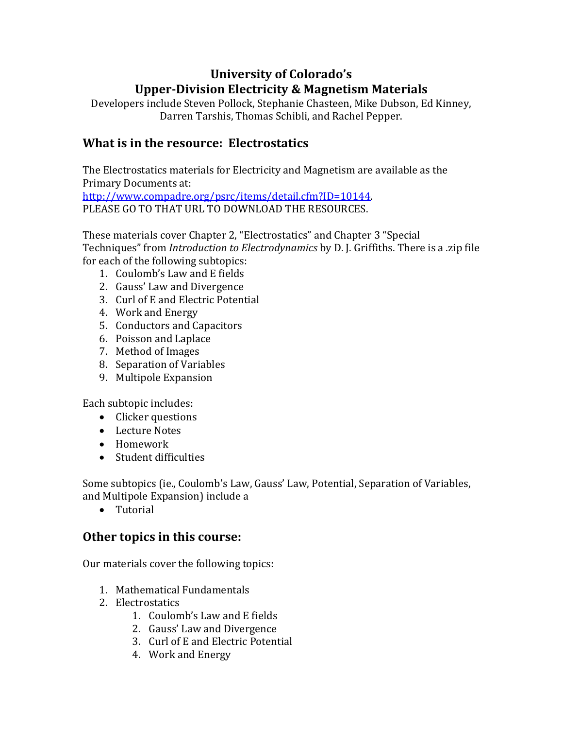# University of Colorado's
# Upper-Division Electricity & Magnetism Materials

Developers include Steven Pollock, Stephanie Chasteen, Mike Dubson, Ed Kinney, Darren Tarshis, Thomas Schibli, and Rachel Pepper.

## What is in the resource: Electrostatics

The Electrostatics materials for Electricity and Magnetism are available as the Primary Documents at:
[http://www.compadre.org/psrc/items/detail.cfm?ID=10144](http://www.compadre.org/psrc/items/detail.cfm?ID=10144).
PLEASE GO TO THAT URL TO DOWNLOAD THE RESOURCES.

These materials cover Chapter 2, "Electrostatics" and Chapter 3 "Special Techniques" from *Introduction to Electrodynamics* by D. J. Griffiths. There is a .zip file for each of the following subtopics:

1. Coulomb's Law and E fields
2. Gauss' Law and Divergence
3. Curl of E and Electric Potential
4. Work and Energy
5. Conductors and Capacitors
6. Poisson and Laplace
7. Method of Images
8. Separation of Variables
9. Multipole Expansion

Each subtopic includes:

- Clicker questions
- Lecture Notes
- Homework
- Student difficulties

Some subtopics (ie., Coulomb's Law, Gauss' Law, Potential, Separation of Variables, and Multipole Expansion) include a

- Tutorial

## Other topics in this course:

Our materials cover the following topics:

1. Mathematical Fundamentals
2. Electrostatics
   1. Coulomb's Law and E fields
   2. Gauss' Law and Divergence
   3. Curl of E and Electric Potential
   4. Work and Energy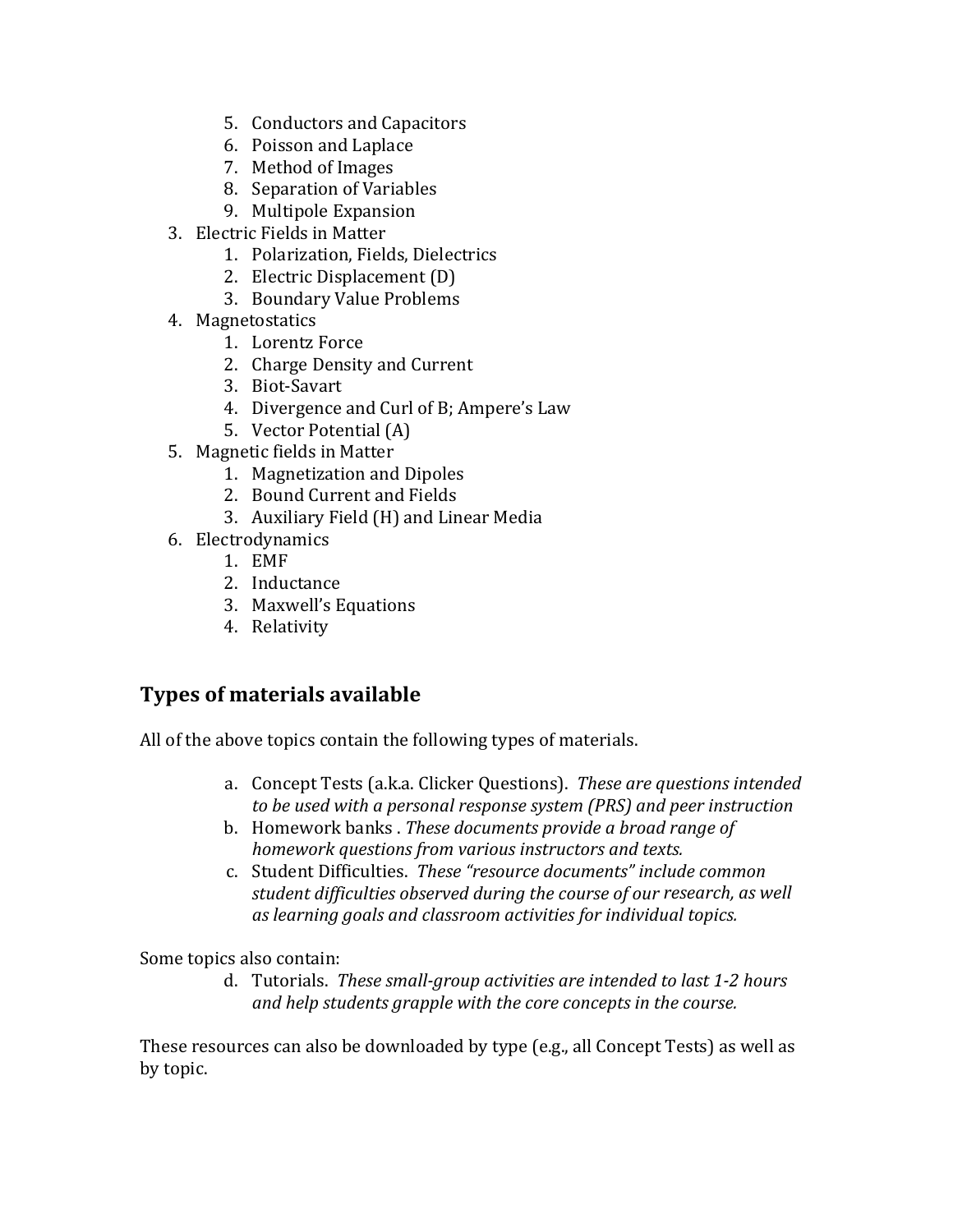5. Conductors and Capacitors
   6. Poisson and Laplace
   7. Method of Images
   8. Separation of Variables
   9. Multipole Expansion
3. Electric Fields in Matter
   1. Polarization, Fields, Dielectrics
   2. Electric Displacement (D)
   3. Boundary Value Problems
4. Magnetostatics
   1. Lorentz Force
   2. Charge Density and Current
   3. Biot-Savart
   4. Divergence and Curl of B; Ampere's Law
   5. Vector Potential (A)
5. Magnetic fields in Matter
   1. Magnetization and Dipoles
   2. Bound Current and Fields
   3. Auxiliary Field (H) and Linear Media
6. Electrodynamics
   1. EMF
   2. Inductance
   3. Maxwell's Equations
   4. Relativity

## Types of materials available

All of the above topics contain the following types of materials.

a. Concept Tests (a.k.a. Clicker Questions). *These are questions intended to be used with a personal response system (PRS) and peer instruction*
b. Homework banks . *These documents provide a broad range of homework questions from various instructors and texts.*
c. Student Difficulties. *These "resource documents" include common student difficulties observed during the course of our research, as well as learning goals and classroom activities for individual topics.*

Some topics also contain:

d. Tutorials. *These small-group activities are intended to last 1-2 hours and help students grapple with the core concepts in the course.*

These resources can also be downloaded by type (e.g., all Concept Tests) as well as by topic.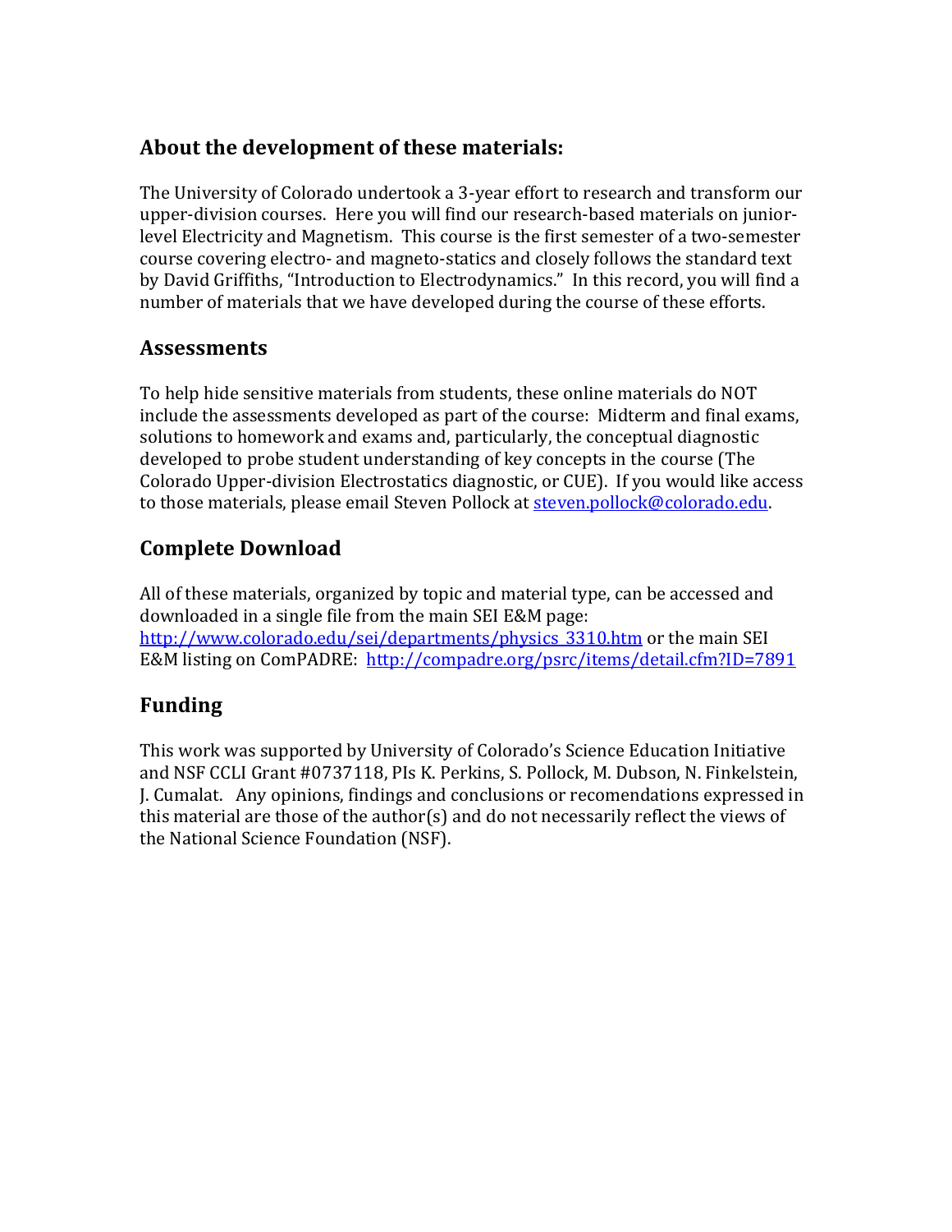## About the development of these materials:

The University of Colorado undertook a 3-year effort to research and transform our upper-division courses. Here you will find our research-based materials on junior-level Electricity and Magnetism. This course is the first semester of a two-semester course covering electro- and magneto-statics and closely follows the standard text by David Griffiths, "Introduction to Electrodynamics." In this record, you will find a number of materials that we have developed during the course of these efforts.

## Assessments

To help hide sensitive materials from students, these online materials do NOT include the assessments developed as part of the course: Midterm and final exams, solutions to homework and exams and, particularly, the conceptual diagnostic developed to probe student understanding of key concepts in the course (The Colorado Upper-division Electrostatics diagnostic, or CUE). If you would like access to those materials, please email Steven Pollock at [steven.pollock@colorado.edu](mailto:steven.pollock@colorado.edu).

## Complete Download

All of these materials, organized by topic and material type, can be accessed and downloaded in a single file from the main SEI E&M page: [http://www.colorado.edu/sei/departments/physics_3310.htm](http://www.colorado.edu/sei/departments/physics_3310.htm) or the main SEI E&M listing on ComPADRE: [http://compadre.org/psrc/items/detail.cfm?ID=7891](http://compadre.org/psrc/items/detail.cfm?ID=7891)

## Funding

This work was supported by University of Colorado's Science Education Initiative and NSF CCLI Grant #0737118, PIs K. Perkins, S. Pollock, M. Dubson, N. Finkelstein, J. Cumalat. Any opinions, findings and conclusions or recomendations expressed in this material are those of the author(s) and do not necessarily reflect the views of the National Science Foundation (NSF).